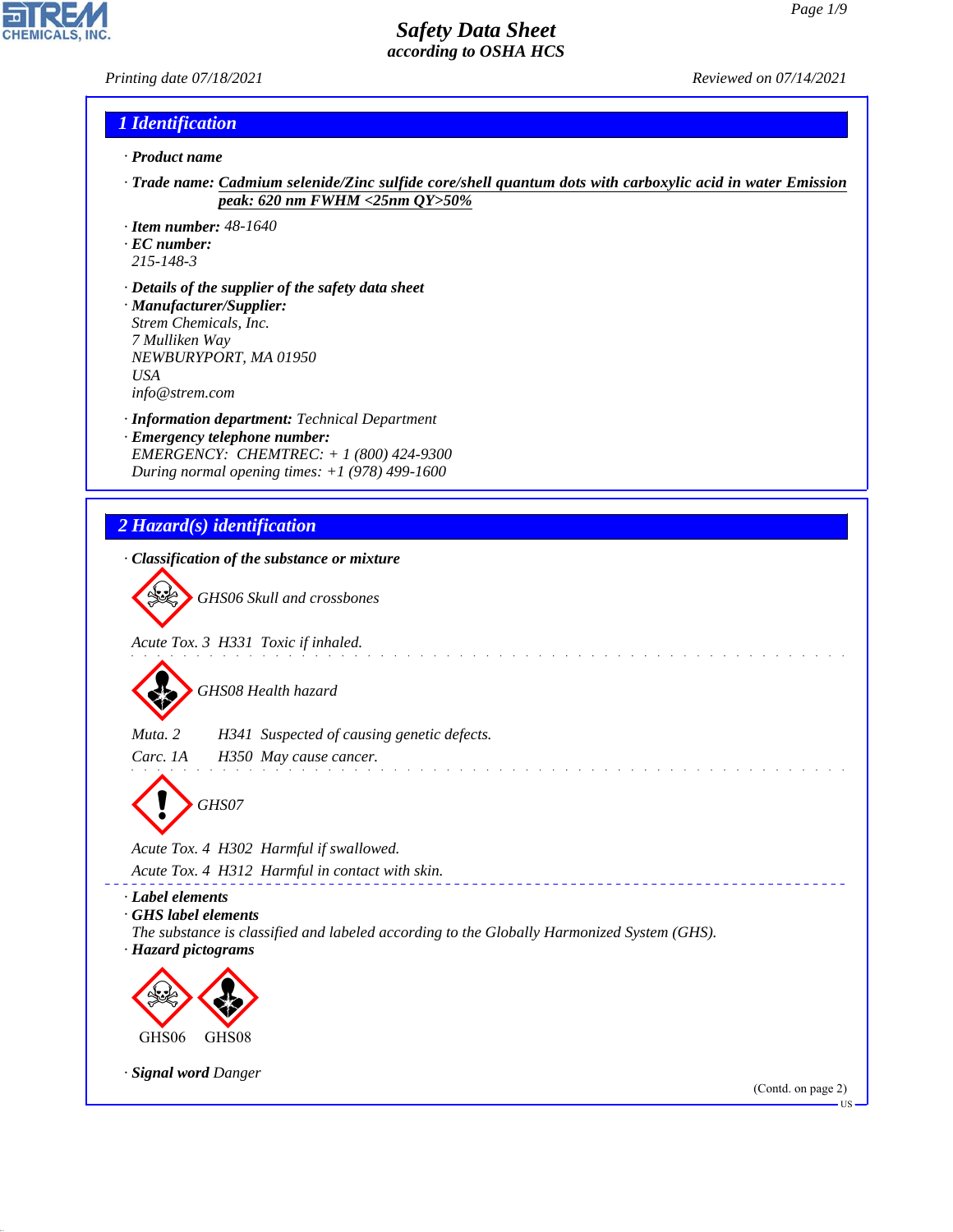# Safety Data Sheet
### according to OSHA HCS

Printing date 07/18/2021 Reviewed on 07/14/2021

## 1 Identification

· **Product name**

· **Trade name:** Cadmium selenide/Zinc sulfide core/shell quantum dots with carboxylic acid in water Emission peak: 620 nm FWHM <25nm QY>50%

· **Item number:** 48-1640
· **EC number:**
215-148-3

· **Details of the supplier of the safety data sheet**
· **Manufacturer/Supplier:**
Strem Chemicals, Inc.
7 Mulliken Way
NEWBURYPORT, MA 01950
USA
info@strem.com

· **Information department:** Technical Department
· **Emergency telephone number:**
EMERGENCY: CHEMTREC: + 1 (800) 424-9300
During normal opening times: +1 (978) 499-1600

## 2 Hazard(s) identification

· **Classification of the substance or mixture**

GHS06 Skull and crossbones

Acute Tox. 3 H331 Toxic if inhaled.

GHS08 Health hazard

Muta. 2 H341 Suspected of causing genetic defects.
Carc. 1A H350 May cause cancer.

GHS07

Acute Tox. 4 H302 Harmful if swallowed.
Acute Tox. 4 H312 Harmful in contact with skin.

· **Label elements**
· **GHS label elements**
The substance is classified and labeled according to the Globally Harmonized System (GHS).
· **Hazard pictograms**

GHS06 GHS08

· **Signal word** Danger

(Contd. on page 2)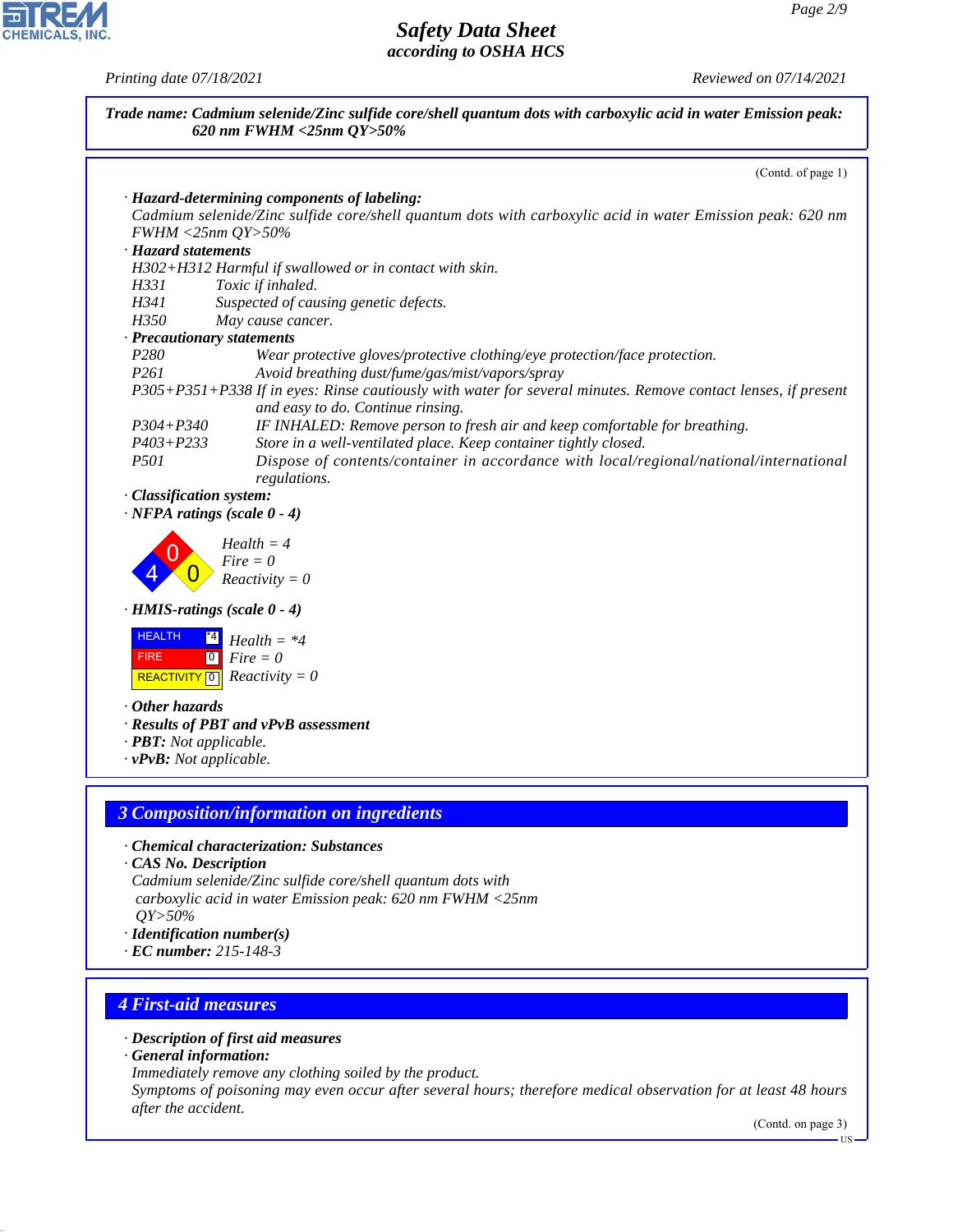**Trade name: Cadmium selenide/Zinc sulfide core/shell quantum dots with carboxylic acid in water Emission peak: 620 nm FWHM <25nm QY>50%**

(Contd. of page 1)

· ***Hazard-determining components of labeling:***
Cadmium selenide/Zinc sulfide core/shell quantum dots with carboxylic acid in water Emission peak: 620 nm FWHM <25nm QY>50%

· ***Hazard statements***
H302+H312 Harmful if swallowed or in contact with skin.
H331 Toxic if inhaled.
H341 Suspected of causing genetic defects.
H350 May cause cancer.

· ***Precautionary statements***
P280 Wear protective gloves/protective clothing/eye protection/face protection.
P261 Avoid breathing dust/fume/gas/mist/vapors/spray
P305+P351+P338 If in eyes: Rinse cautiously with water for several minutes. Remove contact lenses, if present and easy to do. Continue rinsing.
P304+P340 IF INHALED: Remove person to fresh air and keep comfortable for breathing.
P403+P233 Store in a well-ventilated place. Keep container tightly closed.
P501 Dispose of contents/container in accordance with local/regional/national/international regulations.

· ***Classification system:***

· ***NFPA ratings (scale 0 - 4)***

Health = 4
Fire = 0
Reactivity = 0

· ***HMIS-ratings (scale 0 - 4)***

| | |
|---|---|
| HEALTH | *4 |
| FIRE | 0 |
| REACTIVITY | 0 |

Health = *4
Fire = 0
Reactivity = 0

· ***Other hazards***

· ***Results of PBT and vPvB assessment***

· ***PBT:*** Not applicable.

· ***vPvB:*** Not applicable.

## 3 Composition/information on ingredients

· ***Chemical characterization: Substances***

· ***CAS No. Description***
Cadmium selenide/Zinc sulfide core/shell quantum dots with carboxylic acid in water Emission peak: 620 nm FWHM <25nm QY>50%

· ***Identification number(s)***

· ***EC number:*** 215-148-3

## 4 First-aid measures

· ***Description of first aid measures***

· ***General information:***
Immediately remove any clothing soiled by the product.
Symptoms of poisoning may even occur after several hours; therefore medical observation for at least 48 hours after the accident.

(Contd. on page 3)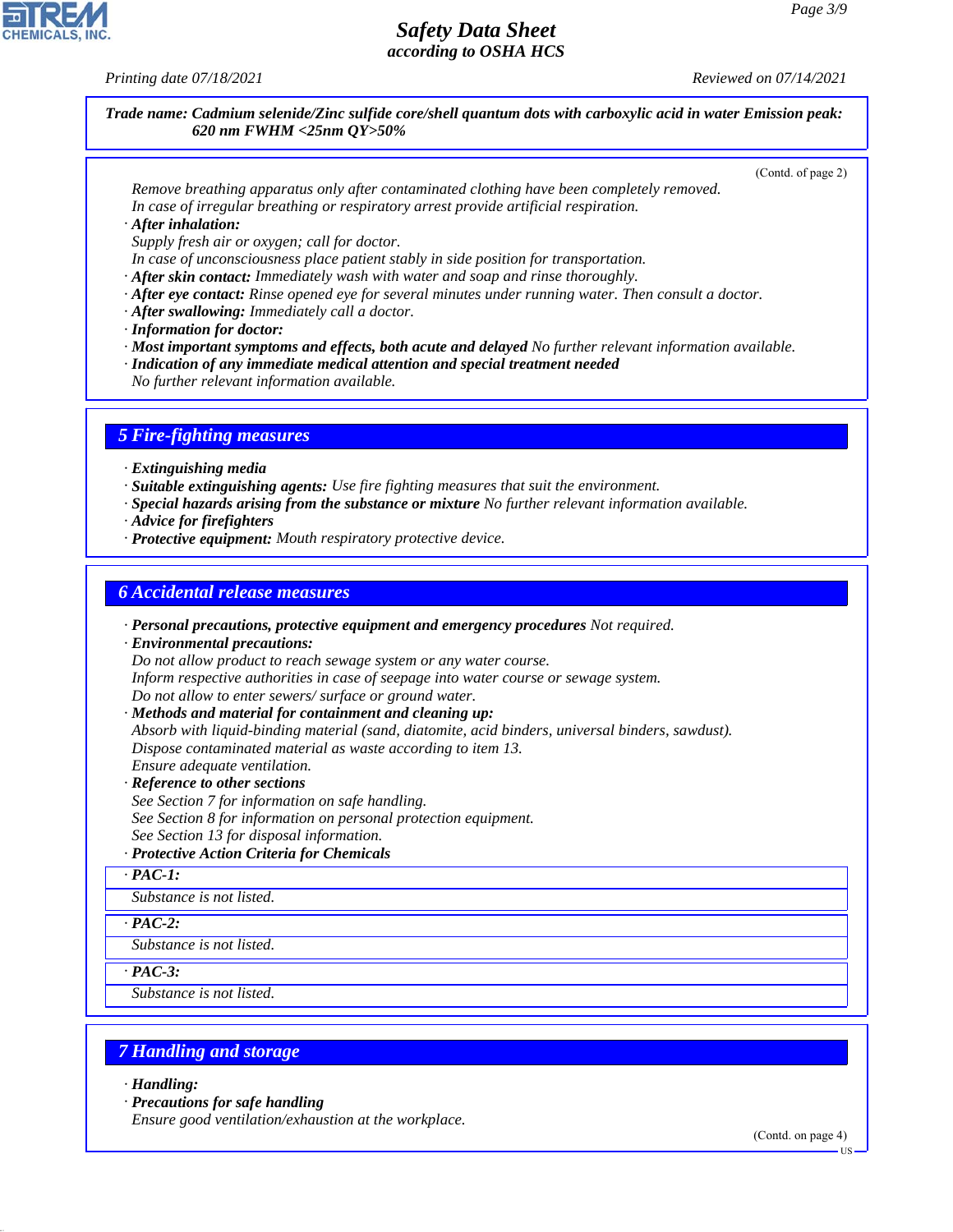**Trade name: Cadmium selenide/Zinc sulfide core/shell quantum dots with carboxylic acid in water Emission peak: 620 nm FWHM <25nm QY>50%**

(Contd. of page 2)

*Remove breathing apparatus only after contaminated clothing have been completely removed.*
*In case of irregular breathing or respiratory arrest provide artificial respiration.*

· ***After inhalation:***
*Supply fresh air or oxygen; call for doctor.*
*In case of unconsciousness place patient stably in side position for transportation.*
· ***After skin contact:*** *Immediately wash with water and soap and rinse thoroughly.*
· ***After eye contact:*** *Rinse opened eye for several minutes under running water. Then consult a doctor.*
· ***After swallowing:*** *Immediately call a doctor.*
· ***Information for doctor:***
· ***Most important symptoms and effects, both acute and delayed*** *No further relevant information available.*
· ***Indication of any immediate medical attention and special treatment needed***
*No further relevant information available.*

## 5 Fire-fighting measures

· ***Extinguishing media***
· ***Suitable extinguishing agents:*** *Use fire fighting measures that suit the environment.*
· ***Special hazards arising from the substance or mixture*** *No further relevant information available.*
· ***Advice for firefighters***
· ***Protective equipment:*** *Mouth respiratory protective device.*

## 6 Accidental release measures

· ***Personal precautions, protective equipment and emergency procedures*** *Not required.*
· ***Environmental precautions:***
*Do not allow product to reach sewage system or any water course.*
*Inform respective authorities in case of seepage into water course or sewage system.*
*Do not allow to enter sewers/ surface or ground water.*
· ***Methods and material for containment and cleaning up:***
*Absorb with liquid-binding material (sand, diatomite, acid binders, universal binders, sawdust).*
*Dispose contaminated material as waste according to item 13.*
*Ensure adequate ventilation.*
· ***Reference to other sections***
*See Section 7 for information on safe handling.*
*See Section 8 for information on personal protection equipment.*
*See Section 13 for disposal information.*
· ***Protective Action Criteria for Chemicals***

· ***PAC-1:***
*Substance is not listed.*

· ***PAC-2:***
*Substance is not listed.*

· ***PAC-3:***
*Substance is not listed.*

## 7 Handling and storage

· ***Handling:***
· ***Precautions for safe handling***
*Ensure good ventilation/exhaustion at the workplace.*

(Contd. on page 4)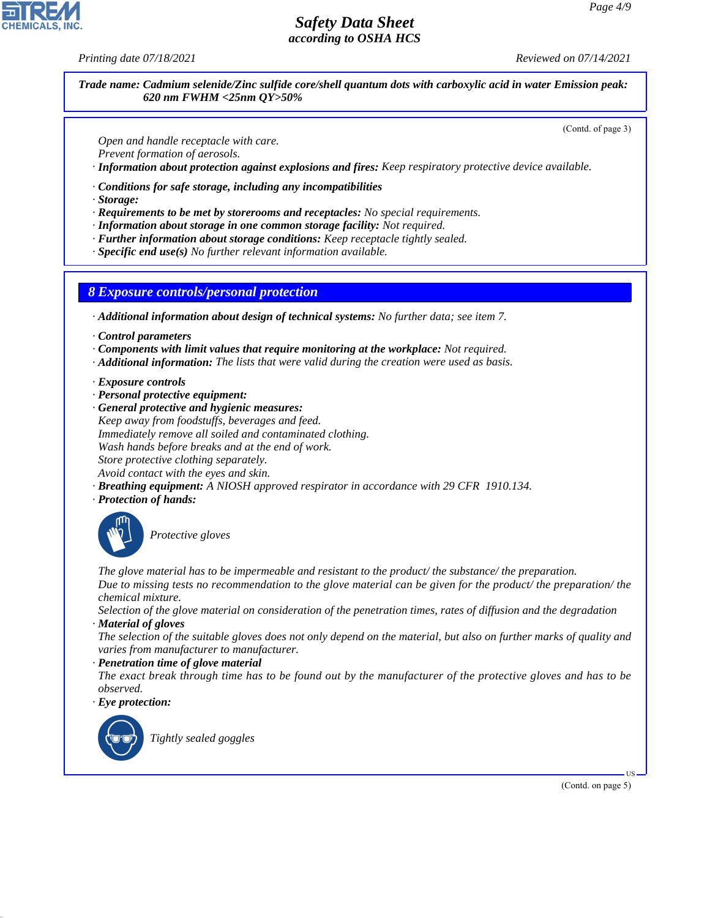**Trade name: Cadmium selenide/Zinc sulfide core/shell quantum dots with carboxylic acid in water Emission peak: 620 nm FWHM <25nm QY>50%**

(Contd. of page 3)

*Open and handle receptacle with care.*
*Prevent formation of aerosols.*

· ***Information about protection against explosions and fires:*** *Keep respiratory protective device available.*

· ***Conditions for safe storage, including any incompatibilities***
· ***Storage:***
· ***Requirements to be met by storerooms and receptacles:*** *No special requirements.*
· ***Information about storage in one common storage facility:*** *Not required.*
· ***Further information about storage conditions:*** *Keep receptacle tightly sealed.*
· ***Specific end use(s)*** *No further relevant information available.*

## 8 Exposure controls/personal protection

· ***Additional information about design of technical systems:*** *No further data; see item 7.*

· ***Control parameters***
· ***Components with limit values that require monitoring at the workplace:*** *Not required.*
· ***Additional information:*** *The lists that were valid during the creation were used as basis.*

· ***Exposure controls***
· ***Personal protective equipment:***
· ***General protective and hygienic measures:***
*Keep away from foodstuffs, beverages and feed.*
*Immediately remove all soiled and contaminated clothing.*
*Wash hands before breaks and at the end of work.*
*Store protective clothing separately.*
*Avoid contact with the eyes and skin.*

· ***Breathing equipment:*** *A NIOSH approved respirator in accordance with 29 CFR 1910.134.*
· ***Protection of hands:***

*Protective gloves*

*The glove material has to be impermeable and resistant to the product/ the substance/ the preparation.*
*Due to missing tests no recommendation to the glove material can be given for the product/ the preparation/ the chemical mixture.*
*Selection of the glove material on consideration of the penetration times, rates of diffusion and the degradation*

· ***Material of gloves***
*The selection of the suitable gloves does not only depend on the material, but also on further marks of quality and varies from manufacturer to manufacturer.*

· ***Penetration time of glove material***
*The exact break through time has to be found out by the manufacturer of the protective gloves and has to be observed.*

· ***Eye protection:***

*Tightly sealed goggles*

(Contd. on page 5)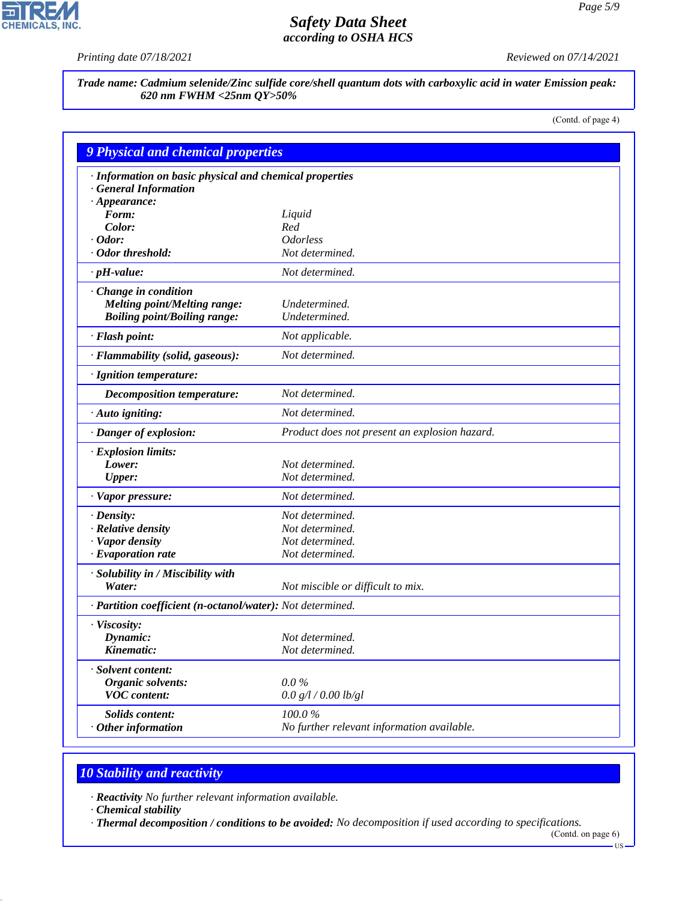**Trade name: Cadmium selenide/Zinc sulfide core/shell quantum dots with carboxylic acid in water Emission peak: 620 nm FWHM <25nm QY>50%**

(Contd. of page 4)

## 9 Physical and chemical properties

| | |
|---|---|
| **· Information on basic physical and chemical properties** | |
| **· General Information** | |
| **· Appearance:** | |
| **Form:** | Liquid |
| **Color:** | Red |
| **· Odor:** | Odorless |
| **· Odor threshold:** | Not determined. |
| **· pH-value:** | Not determined. |
| **· Change in condition** | |
| **Melting point/Melting range:** | Undetermined. |
| **Boiling point/Boiling range:** | Undetermined. |
| **· Flash point:** | Not applicable. |
| **· Flammability (solid, gaseous):** | Not determined. |
| **· Ignition temperature:** | |
| **Decomposition temperature:** | Not determined. |
| **· Auto igniting:** | Not determined. |
| **· Danger of explosion:** | Product does not present an explosion hazard. |
| **· Explosion limits:** | |
| **Lower:** | Not determined. |
| **Upper:** | Not determined. |
| **· Vapor pressure:** | Not determined. |
| **· Density:** | Not determined. |
| **· Relative density** | Not determined. |
| **· Vapor density** | Not determined. |
| **· Evaporation rate** | Not determined. |
| **· Solubility in / Miscibility with** | |
| **Water:** | Not miscible or difficult to mix. |
| **· Partition coefficient (n-octanol/water):** | Not determined. |
| **· Viscosity:** | |
| **Dynamic:** | Not determined. |
| **Kinematic:** | Not determined. |
| **· Solvent content:** | |
| **Organic solvents:** | 0.0 % |
| **VOC content:** | 0.0 g/l / 0.00 lb/gl |
| **Solids content:** | 100.0 % |
| **· Other information** | No further relevant information available. |

## 10 Stability and reactivity

· **Reactivity** No further relevant information available.

· **Chemical stability**

· **Thermal decomposition / conditions to be avoided:** No decomposition if used according to specifications.

(Contd. on page 6)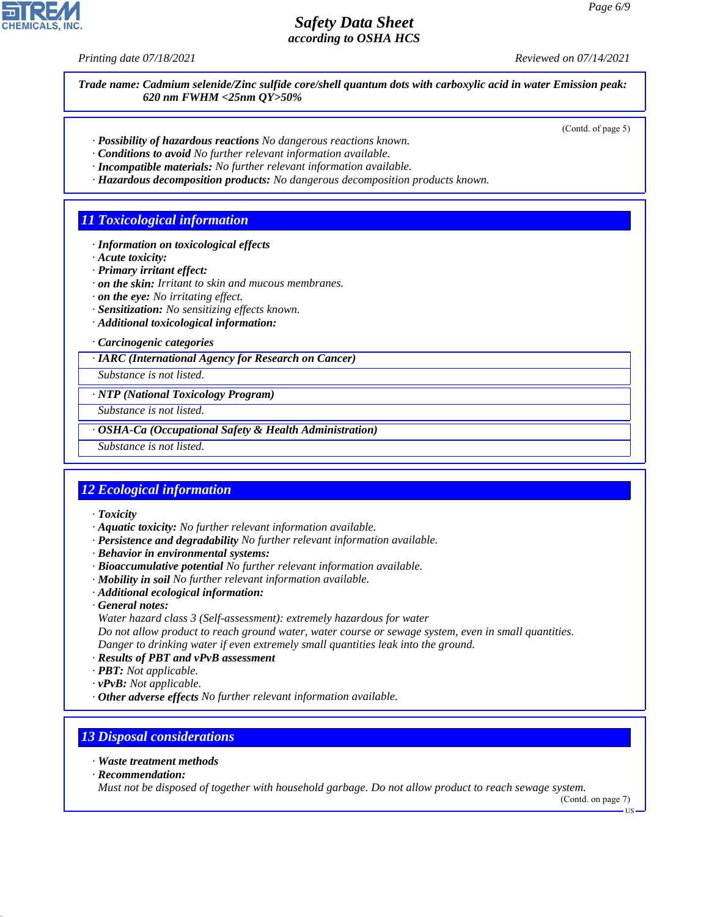**Trade name: Cadmium selenide/Zinc sulfide core/shell quantum dots with carboxylic acid in water Emission peak: 620 nm FWHM <25nm QY>50%**

(Contd. of page 5)

· **Possibility of hazardous reactions** No dangerous reactions known.
· **Conditions to avoid** No further relevant information available.
· **Incompatible materials:** No further relevant information available.
· **Hazardous decomposition products:** No dangerous decomposition products known.

## 11 Toxicological information

· **Information on toxicological effects**
· **Acute toxicity:**
· **Primary irritant effect:**
· **on the skin:** Irritant to skin and mucous membranes.
· **on the eye:** No irritating effect.
· **Sensitization:** No sensitizing effects known.
· **Additional toxicological information:**

· **Carcinogenic categories**

· **IARC (International Agency for Research on Cancer)**

Substance is not listed.

· **NTP (National Toxicology Program)**

Substance is not listed.

· **OSHA-Ca (Occupational Safety & Health Administration)**

Substance is not listed.

## 12 Ecological information

· **Toxicity**
· **Aquatic toxicity:** No further relevant information available.
· **Persistence and degradability** No further relevant information available.
· **Behavior in environmental systems:**
· **Bioaccumulative potential** No further relevant information available.
· **Mobility in soil** No further relevant information available.
· **Additional ecological information:**
· **General notes:**
Water hazard class 3 (Self-assessment): extremely hazardous for water
Do not allow product to reach ground water, water course or sewage system, even in small quantities.
Danger to drinking water if even extremely small quantities leak into the ground.
· **Results of PBT and vPvB assessment**
· **PBT:** Not applicable.
· **vPvB:** Not applicable.
· **Other adverse effects** No further relevant information available.

## 13 Disposal considerations

· **Waste treatment methods**
· **Recommendation:**
Must not be disposed of together with household garbage. Do not allow product to reach sewage system.

(Contd. on page 7)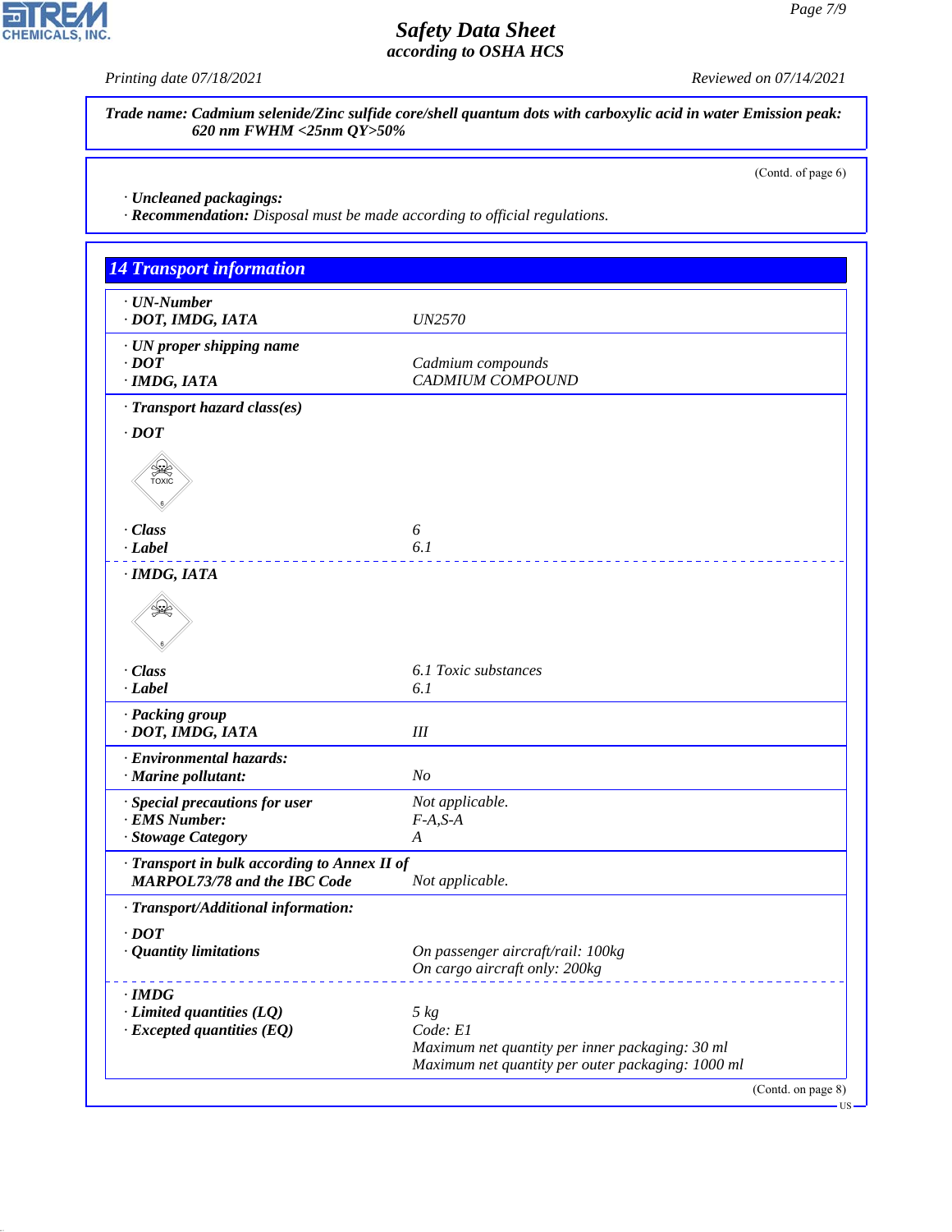**Trade name: Cadmium selenide/Zinc sulfide core/shell quantum dots with carboxylic acid in water Emission peak: 620 nm FWHM <25nm QY>50%**

(Contd. of page 6)

· **Uncleaned packagings:**
· **Recommendation:** Disposal must be made according to official regulations.

## 14 Transport information

| | |
|---|---|
| · **UN-Number** | |
| · **DOT, IMDG, IATA** | UN2570 |
| · **UN proper shipping name** | |
| · **DOT** | Cadmium compounds |
| · **IMDG, IATA** | CADMIUM COMPOUND |
| · **Transport hazard class(es)** | |
| · **DOT** | |
| · **Class** | 6 |
| · **Label** | 6.1 |
| · **IMDG, IATA** | |
| · **Class** | 6.1 Toxic substances |
| · **Label** | 6.1 |
| · **Packing group** | |
| · **DOT, IMDG, IATA** | III |
| · **Environmental hazards:** | |
| · **Marine pollutant:** | No |
| · **Special precautions for user** | Not applicable. |
| · **EMS Number:** | F-A,S-A |
| · **Stowage Category** | A |
| · **Transport in bulk according to Annex II of MARPOL73/78 and the IBC Code** | Not applicable. |
| · **Transport/Additional information:** | |
| · **DOT** | |
| · **Quantity limitations** | On passenger aircraft/rail: 100kg<br>On cargo aircraft only: 200kg |
| · **IMDG** | |
| · **Limited quantities (LQ)** | 5 kg |
| · **Excepted quantities (EQ)** | Code: E1<br>Maximum net quantity per inner packaging: 30 ml<br>Maximum net quantity per outer packaging: 1000 ml |

(Contd. on page 8)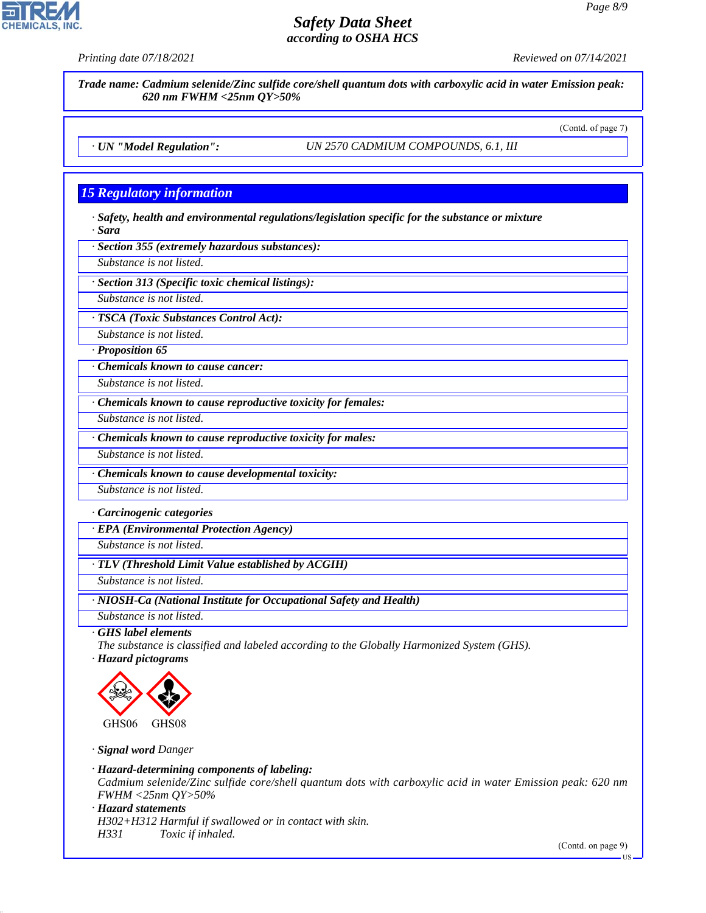**Trade name: Cadmium selenide/Zinc sulfide core/shell quantum dots with carboxylic acid in water Emission peak: 620 nm FWHM <25nm QY>50%**

(Contd. of page 7)

· **UN "Model Regulation":** UN 2570 CADMIUM COMPOUNDS, 6.1, III

## 15 Regulatory information

· **Safety, health and environmental regulations/legislation specific for the substance or mixture**

· **Sara**

· **Section 355 (extremely hazardous substances):**

Substance is not listed.

· **Section 313 (Specific toxic chemical listings):**

Substance is not listed.

· **TSCA (Toxic Substances Control Act):**

Substance is not listed.

· **Proposition 65**

· **Chemicals known to cause cancer:**

Substance is not listed.

· **Chemicals known to cause reproductive toxicity for females:**

Substance is not listed.

· **Chemicals known to cause reproductive toxicity for males:**

Substance is not listed.

· **Chemicals known to cause developmental toxicity:**

Substance is not listed.

· **Carcinogenic categories**

· **EPA (Environmental Protection Agency)**

Substance is not listed.

· **TLV (Threshold Limit Value established by ACGIH)**

Substance is not listed.

· **NIOSH-Ca (National Institute for Occupational Safety and Health)**

Substance is not listed.

· **GHS label elements**

The substance is classified and labeled according to the Globally Harmonized System (GHS).

· **Hazard pictograms**

GHS06 GHS08

· **Signal word** Danger

· **Hazard-determining components of labeling:**

Cadmium selenide/Zinc sulfide core/shell quantum dots with carboxylic acid in water Emission peak: 620 nm FWHM <25nm QY>50%

· **Hazard statements**

H302+H312 Harmful if swallowed or in contact with skin.

H331 Toxic if inhaled.

(Contd. on page 9)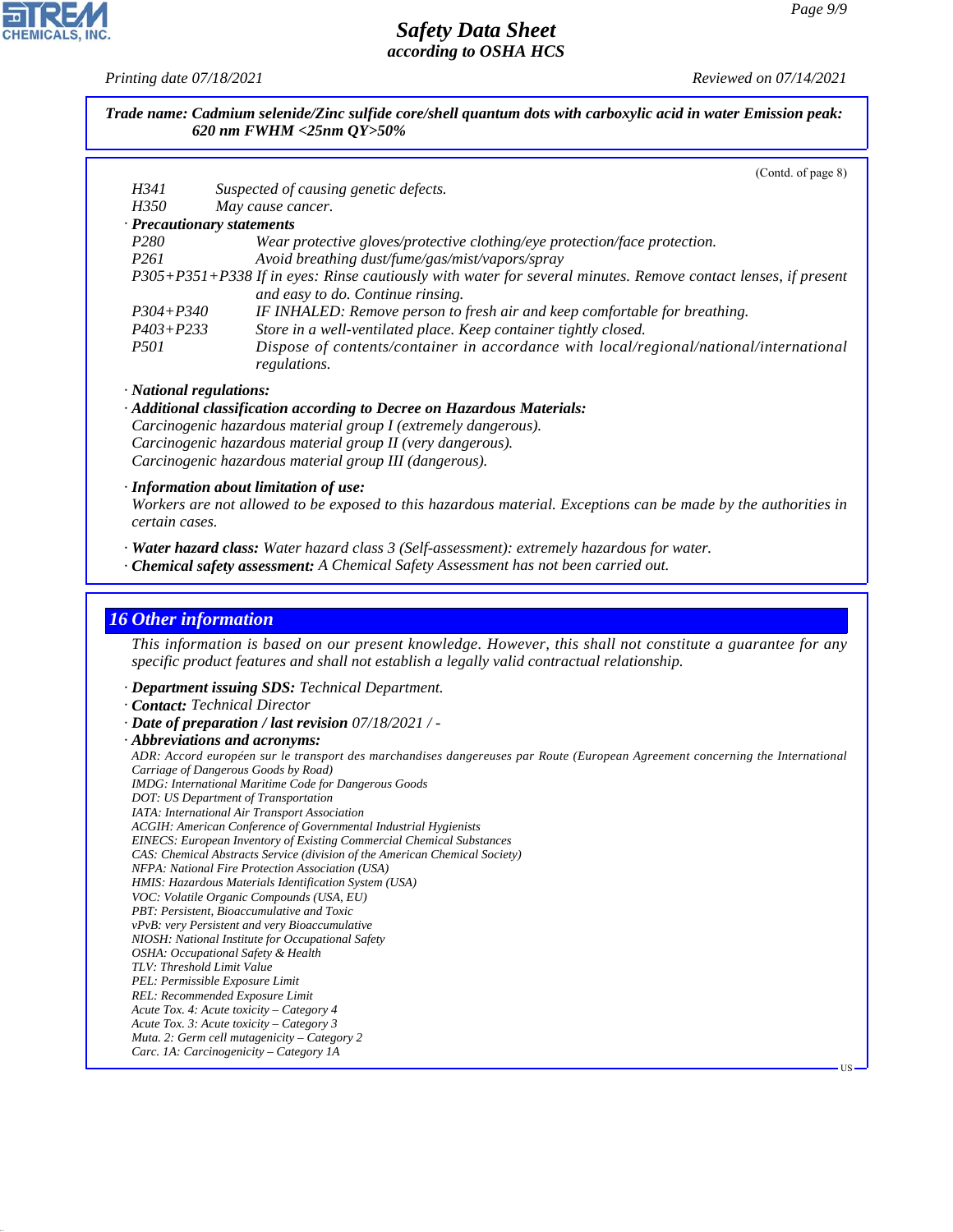**Trade name: Cadmium selenide/Zinc sulfide core/shell quantum dots with carboxylic acid in water Emission peak: 620 nm FWHM <25nm QY>50%**

(Contd. of page 8)

H341 Suspected of causing genetic defects.
H350 May cause cancer.

· **Precautionary statements**

P280 Wear protective gloves/protective clothing/eye protection/face protection.
P261 Avoid breathing dust/fume/gas/mist/vapors/spray
P305+P351+P338 If in eyes: Rinse cautiously with water for several minutes. Remove contact lenses, if present and easy to do. Continue rinsing.
P304+P340 IF INHALED: Remove person to fresh air and keep comfortable for breathing.
P403+P233 Store in a well-ventilated place. Keep container tightly closed.
P501 Dispose of contents/container in accordance with local/regional/national/international regulations.

· **National regulations:**

· **Additional classification according to Decree on Hazardous Materials:**
Carcinogenic hazardous material group I (extremely dangerous).
Carcinogenic hazardous material group II (very dangerous).
Carcinogenic hazardous material group III (dangerous).

· **Information about limitation of use:**
Workers are not allowed to be exposed to this hazardous material. Exceptions can be made by the authorities in certain cases.

· **Water hazard class:** Water hazard class 3 (Self-assessment): extremely hazardous for water.
· **Chemical safety assessment:** A Chemical Safety Assessment has not been carried out.

## 16 Other information

This information is based on our present knowledge. However, this shall not constitute a guarantee for any specific product features and shall not establish a legally valid contractual relationship.

· **Department issuing SDS:** Technical Department.
· **Contact:** Technical Director
· **Date of preparation / last revision** 07/18/2021 / -
· **Abbreviations and acronyms:**
ADR: Accord européen sur le transport des marchandises dangereuses par Route (European Agreement concerning the International Carriage of Dangerous Goods by Road)
IMDG: International Maritime Code for Dangerous Goods
DOT: US Department of Transportation
IATA: International Air Transport Association
ACGIH: American Conference of Governmental Industrial Hygienists
EINECS: European Inventory of Existing Commercial Chemical Substances
CAS: Chemical Abstracts Service (division of the American Chemical Society)
NFPA: National Fire Protection Association (USA)
HMIS: Hazardous Materials Identification System (USA)
VOC: Volatile Organic Compounds (USA, EU)
PBT: Persistent, Bioaccumulative and Toxic
vPvB: very Persistent and very Bioaccumulative
NIOSH: National Institute for Occupational Safety
OSHA: Occupational Safety & Health
TLV: Threshold Limit Value
PEL: Permissible Exposure Limit
REL: Recommended Exposure Limit
Acute Tox. 4: Acute toxicity – Category 4
Acute Tox. 3: Acute toxicity – Category 3
Muta. 2: Germ cell mutagenicity – Category 2
Carc. 1A: Carcinogenicity – Category 1A